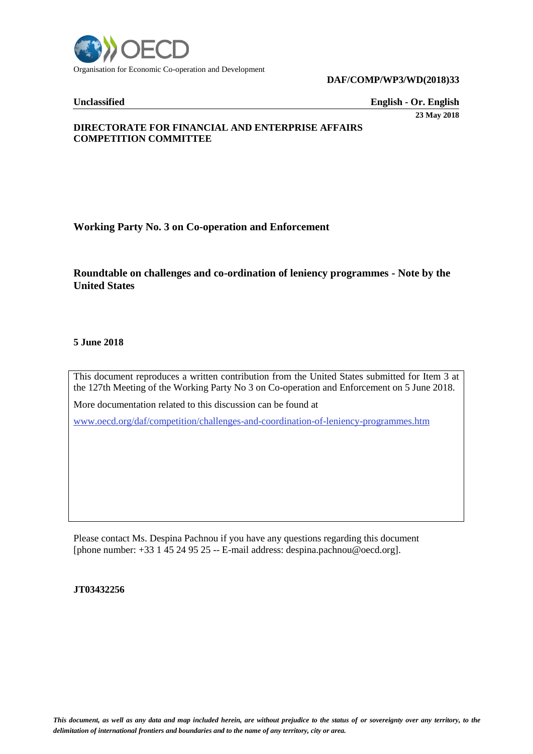Organisation for Economic Co-operation and Development

**DAF/COMP/WP3/WD(2018)33**

**Unclassified** **English - Or. English**

**23 May 2018**

**DIRECTORATE FOR FINANCIAL AND ENTERPRISE AFFAIRS**
**COMPETITION COMMITTEE**

**Working Party No. 3 on Co-operation and Enforcement**

## Roundtable on challenges and co-ordination of leniency programmes - Note by the United States

**5 June 2018**

This document reproduces a written contribution from the United States submitted for Item 3 at the 127th Meeting of the Working Party No 3 on Co-operation and Enforcement on 5 June 2018.

More documentation related to this discussion can be found at

www.oecd.org/daf/competition/challenges-and-coordination-of-leniency-programmes.htm

Please contact Ms. Despina Pachnou if you have any questions regarding this document [phone number: +33 1 45 24 95 25 -- E-mail address: despina.pachnou@oecd.org].

**JT03432256**

*This document, as well as any data and map included herein, are without prejudice to the status of or sovereignty over any territory, to the delimitation of international frontiers and boundaries and to the name of any territory, city or area.*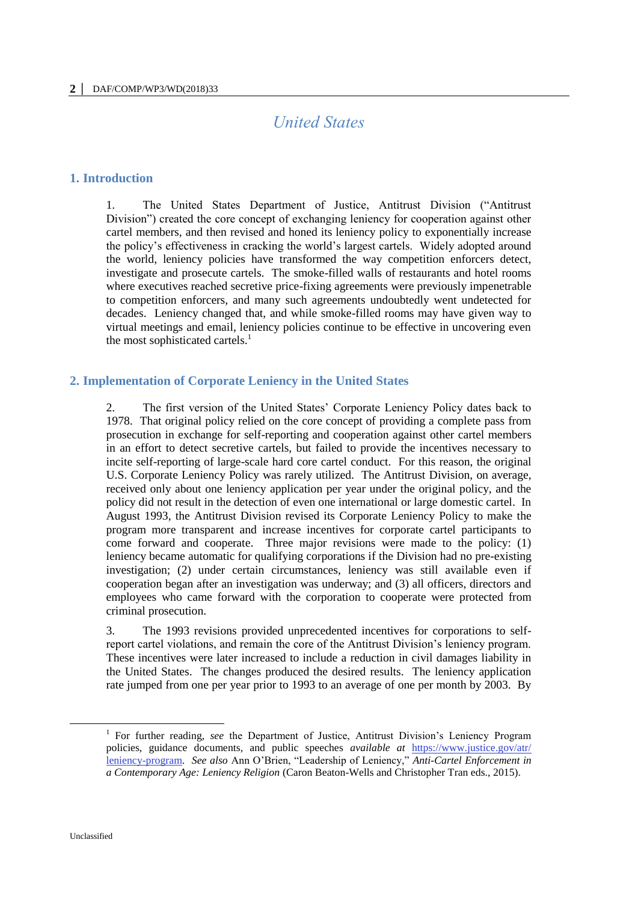# United States

## 1. Introduction

1. The United States Department of Justice, Antitrust Division ("Antitrust Division") created the core concept of exchanging leniency for cooperation against other cartel members, and then revised and honed its leniency policy to exponentially increase the policy's effectiveness in cracking the world's largest cartels. Widely adopted around the world, leniency policies have transformed the way competition enforcers detect, investigate and prosecute cartels. The smoke-filled walls of restaurants and hotel rooms where executives reached secretive price-fixing agreements were previously impenetrable to competition enforcers, and many such agreements undoubtedly went undetected for decades. Leniency changed that, and while smoke-filled rooms may have given way to virtual meetings and email, leniency policies continue to be effective in uncovering even the most sophisticated cartels.[1]

## 2. Implementation of Corporate Leniency in the United States

2. The first version of the United States' Corporate Leniency Policy dates back to 1978. That original policy relied on the core concept of providing a complete pass from prosecution in exchange for self-reporting and cooperation against other cartel members in an effort to detect secretive cartels, but failed to provide the incentives necessary to incite self-reporting of large-scale hard core cartel conduct. For this reason, the original U.S. Corporate Leniency Policy was rarely utilized. The Antitrust Division, on average, received only about one leniency application per year under the original policy, and the policy did not result in the detection of even one international or large domestic cartel. In August 1993, the Antitrust Division revised its Corporate Leniency Policy to make the program more transparent and increase incentives for corporate cartel participants to come forward and cooperate. Three major revisions were made to the policy: (1) leniency became automatic for qualifying corporations if the Division had no pre-existing investigation; (2) under certain circumstances, leniency was still available even if cooperation began after an investigation was underway; and (3) all officers, directors and employees who came forward with the corporation to cooperate were protected from criminal prosecution.

3. The 1993 revisions provided unprecedented incentives for corporations to self-report cartel violations, and remain the core of the Antitrust Division's leniency program. These incentives were later increased to include a reduction in civil damages liability in the United States. The changes produced the desired results. The leniency application rate jumped from one per year prior to 1993 to an average of one per month by 2003. By

---

[1] For further reading, *see* the Department of Justice, Antitrust Division's Leniency Program policies, guidance documents, and public speeches *available at* https://www.justice.gov/atr/leniency-program. *See also* Ann O'Brien, "Leadership of Leniency," *Anti-Cartel Enforcement in a Contemporary Age: Leniency Religion* (Caron Beaton-Wells and Christopher Tran eds., 2015).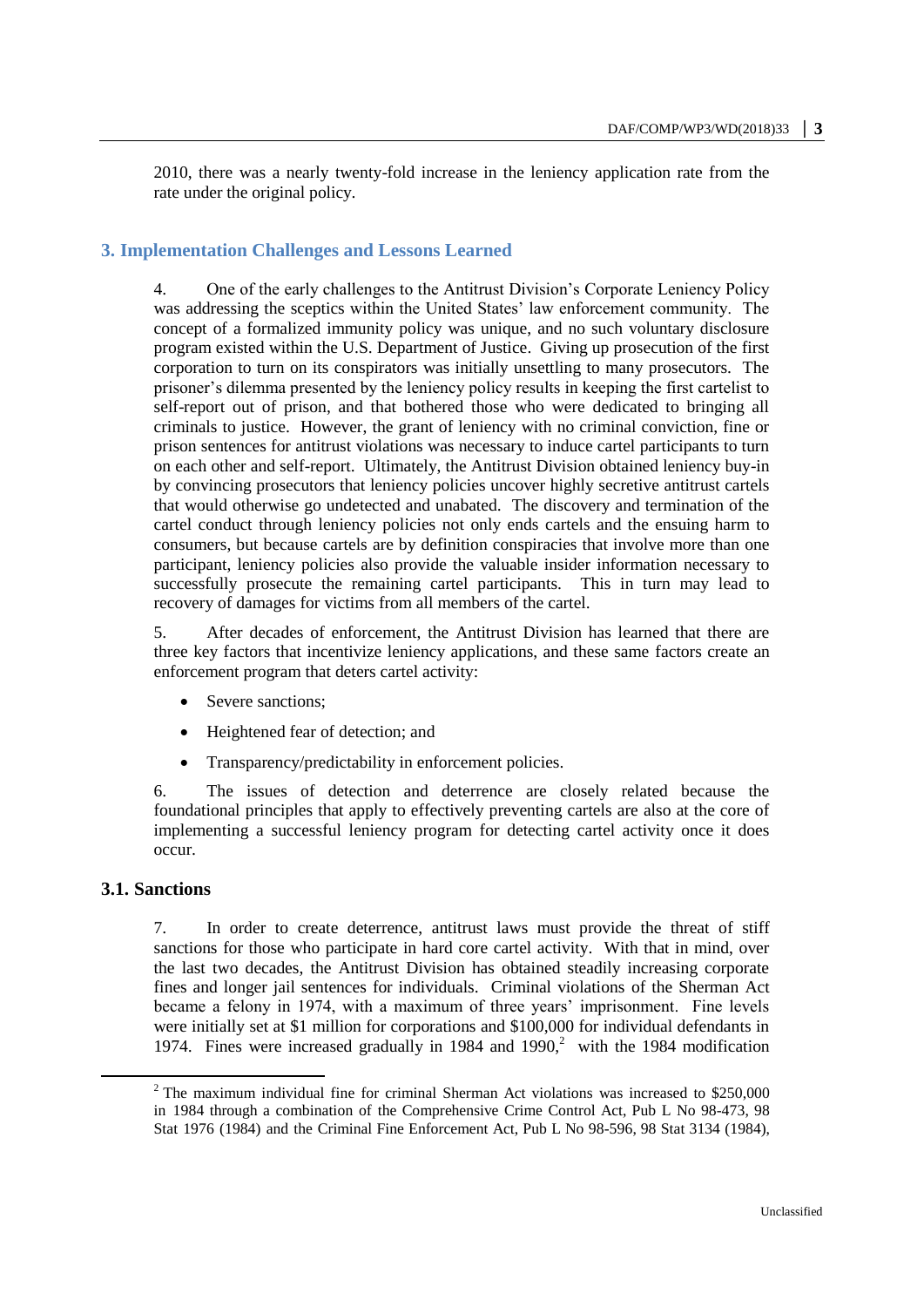2010, there was a nearly twenty-fold increase in the leniency application rate from the rate under the original policy.

## 3. Implementation Challenges and Lessons Learned

4. One of the early challenges to the Antitrust Division's Corporate Leniency Policy was addressing the sceptics within the United States' law enforcement community. The concept of a formalized immunity policy was unique, and no such voluntary disclosure program existed within the U.S. Department of Justice. Giving up prosecution of the first corporation to turn on its conspirators was initially unsettling to many prosecutors. The prisoner's dilemma presented by the leniency policy results in keeping the first cartelist to self-report out of prison, and that bothered those who were dedicated to bringing all criminals to justice. However, the grant of leniency with no criminal conviction, fine or prison sentences for antitrust violations was necessary to induce cartel participants to turn on each other and self-report. Ultimately, the Antitrust Division obtained leniency buy-in by convincing prosecutors that leniency policies uncover highly secretive antitrust cartels that would otherwise go undetected and unabated. The discovery and termination of the cartel conduct through leniency policies not only ends cartels and the ensuing harm to consumers, but because cartels are by definition conspiracies that involve more than one participant, leniency policies also provide the valuable insider information necessary to successfully prosecute the remaining cartel participants. This in turn may lead to recovery of damages for victims from all members of the cartel.

5. After decades of enforcement, the Antitrust Division has learned that there are three key factors that incentivize leniency applications, and these same factors create an enforcement program that deters cartel activity:

- Severe sanctions;
- Heightened fear of detection; and
- Transparency/predictability in enforcement policies.

6. The issues of detection and deterrence are closely related because the foundational principles that apply to effectively preventing cartels are also at the core of implementing a successful leniency program for detecting cartel activity once it does occur.

### 3.1. Sanctions

7. In order to create deterrence, antitrust laws must provide the threat of stiff sanctions for those who participate in hard core cartel activity. With that in mind, over the last two decades, the Antitrust Division has obtained steadily increasing corporate fines and longer jail sentences for individuals. Criminal violations of the Sherman Act became a felony in 1974, with a maximum of three years' imprisonment. Fine levels were initially set at \$1 million for corporations and \$100,000 for individual defendants in 1974. Fines were increased gradually in 1984 and 1990,[2] with the 1984 modification

[2] The maximum individual fine for criminal Sherman Act violations was increased to \$250,000 in 1984 through a combination of the Comprehensive Crime Control Act, Pub L No 98-473, 98 Stat 1976 (1984) and the Criminal Fine Enforcement Act, Pub L No 98-596, 98 Stat 3134 (1984),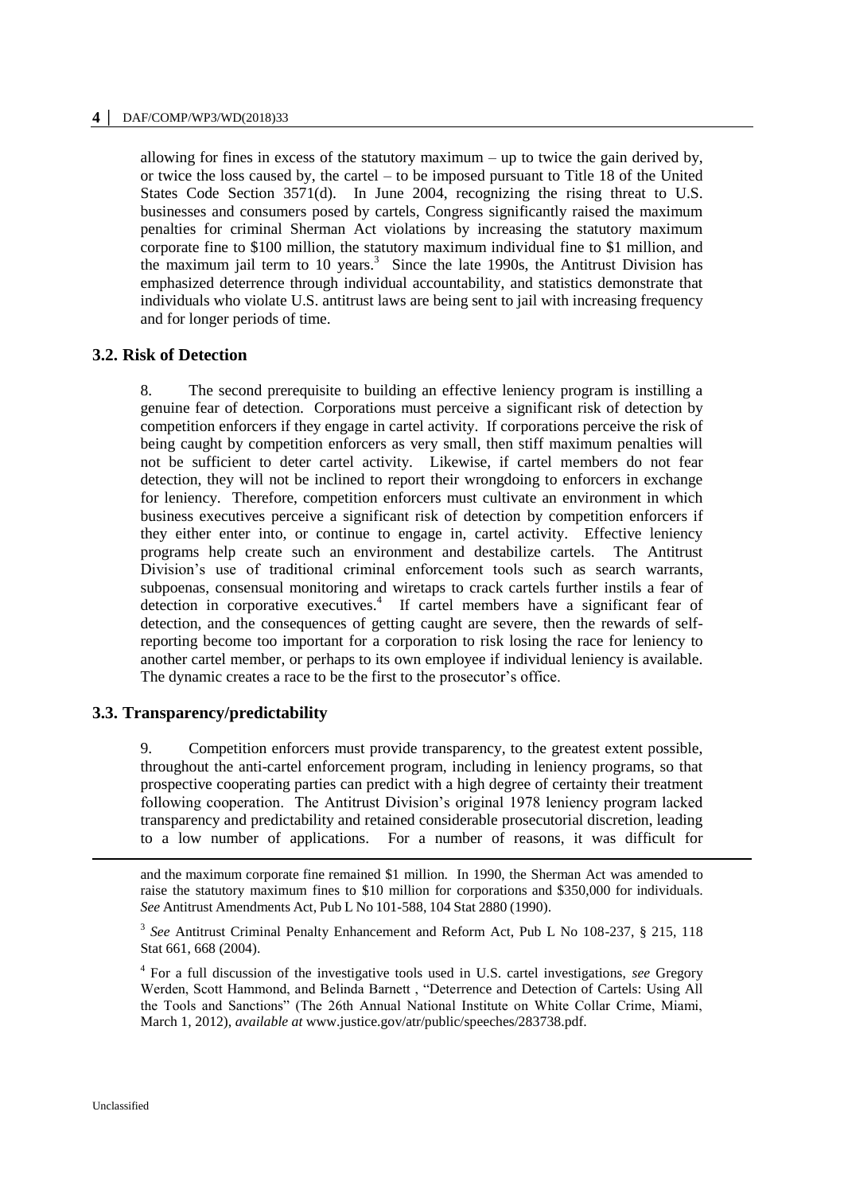allowing for fines in excess of the statutory maximum – up to twice the gain derived by, or twice the loss caused by, the cartel – to be imposed pursuant to Title 18 of the United States Code Section 3571(d). In June 2004, recognizing the rising threat to U.S. businesses and consumers posed by cartels, Congress significantly raised the maximum penalties for criminal Sherman Act violations by increasing the statutory maximum corporate fine to \$100 million, the statutory maximum individual fine to \$1 million, and the maximum jail term to 10 years.[3] Since the late 1990s, the Antitrust Division has emphasized deterrence through individual accountability, and statistics demonstrate that individuals who violate U.S. antitrust laws are being sent to jail with increasing frequency and for longer periods of time.

### 3.2. Risk of Detection

8. The second prerequisite to building an effective leniency program is instilling a genuine fear of detection. Corporations must perceive a significant risk of detection by competition enforcers if they engage in cartel activity. If corporations perceive the risk of being caught by competition enforcers as very small, then stiff maximum penalties will not be sufficient to deter cartel activity. Likewise, if cartel members do not fear detection, they will not be inclined to report their wrongdoing to enforcers in exchange for leniency. Therefore, competition enforcers must cultivate an environment in which business executives perceive a significant risk of detection by competition enforcers if they either enter into, or continue to engage in, cartel activity. Effective leniency programs help create such an environment and destabilize cartels. The Antitrust Division's use of traditional criminal enforcement tools such as search warrants, subpoenas, consensual monitoring and wiretaps to crack cartels further instils a fear of detection in corporative executives.[4] If cartel members have a significant fear of detection, and the consequences of getting caught are severe, then the rewards of self-reporting become too important for a corporation to risk losing the race for leniency to another cartel member, or perhaps to its own employee if individual leniency is available. The dynamic creates a race to be the first to the prosecutor's office.

### 3.3. Transparency/predictability

9. Competition enforcers must provide transparency, to the greatest extent possible, throughout the anti-cartel enforcement program, including in leniency programs, so that prospective cooperating parties can predict with a high degree of certainty their treatment following cooperation. The Antitrust Division's original 1978 leniency program lacked transparency and predictability and retained considerable prosecutorial discretion, leading to a low number of applications. For a number of reasons, it was difficult for

---

and the maximum corporate fine remained \$1 million. In 1990, the Sherman Act was amended to raise the statutory maximum fines to \$10 million for corporations and \$350,000 for individuals. *See* Antitrust Amendments Act, Pub L No 101-588, 104 Stat 2880 (1990).

[3] *See* Antitrust Criminal Penalty Enhancement and Reform Act, Pub L No 108-237, § 215, 118 Stat 661, 668 (2004).

[4] For a full discussion of the investigative tools used in U.S. cartel investigations, *see* Gregory Werden, Scott Hammond, and Belinda Barnett , "Deterrence and Detection of Cartels: Using All the Tools and Sanctions" (The 26th Annual National Institute on White Collar Crime, Miami, March 1, 2012), *available at* www.justice.gov/atr/public/speeches/283738.pdf.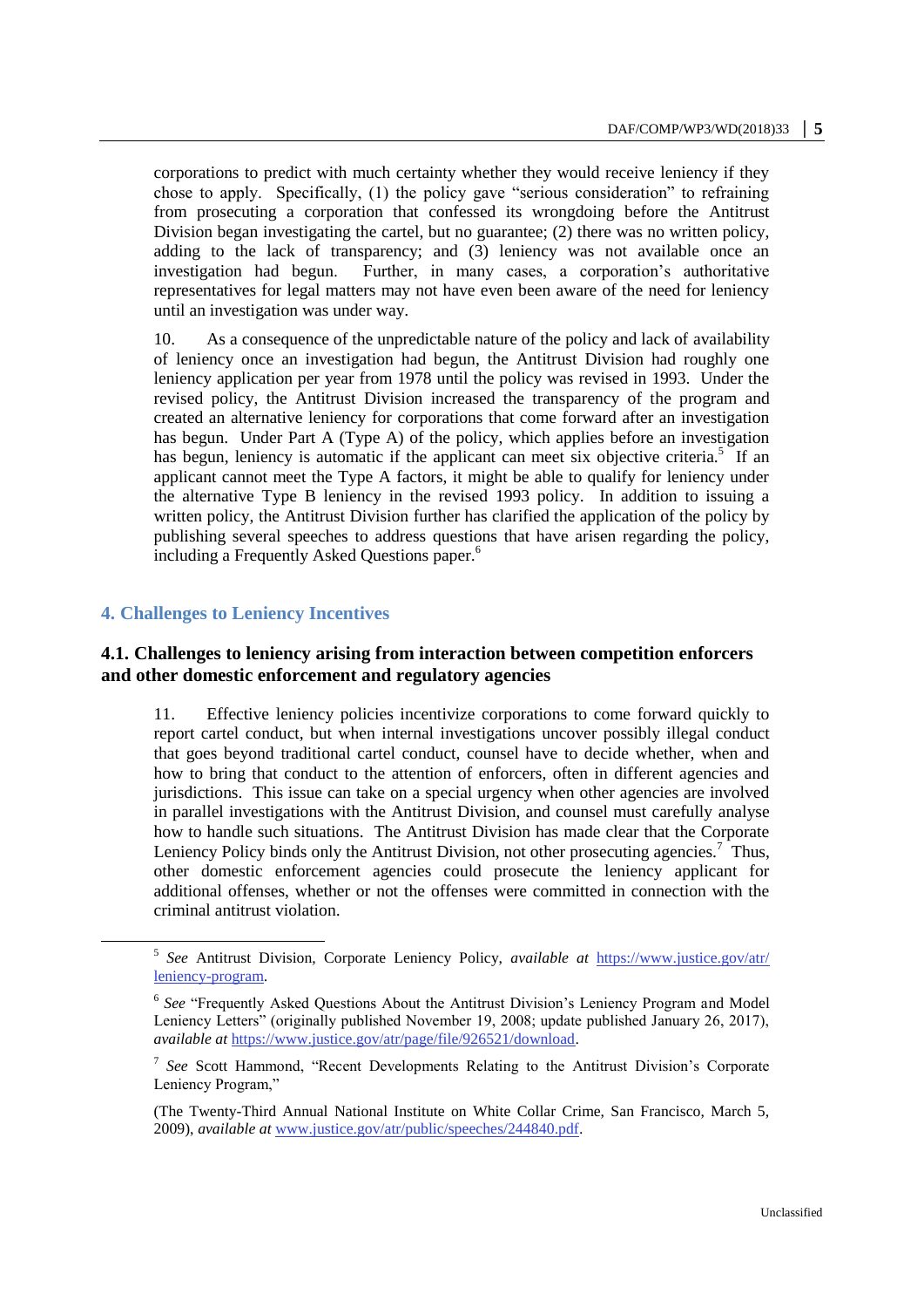corporations to predict with much certainty whether they would receive leniency if they chose to apply. Specifically, (1) the policy gave "serious consideration" to refraining from prosecuting a corporation that confessed its wrongdoing before the Antitrust Division began investigating the cartel, but no guarantee; (2) there was no written policy, adding to the lack of transparency; and (3) leniency was not available once an investigation had begun. Further, in many cases, a corporation's authoritative representatives for legal matters may not have even been aware of the need for leniency until an investigation was under way.

10. As a consequence of the unpredictable nature of the policy and lack of availability of leniency once an investigation had begun, the Antitrust Division had roughly one leniency application per year from 1978 until the policy was revised in 1993. Under the revised policy, the Antitrust Division increased the transparency of the program and created an alternative leniency for corporations that come forward after an investigation has begun. Under Part A (Type A) of the policy, which applies before an investigation has begun, leniency is automatic if the applicant can meet six objective criteria.[5] If an applicant cannot meet the Type A factors, it might be able to qualify for leniency under the alternative Type B leniency in the revised 1993 policy. In addition to issuing a written policy, the Antitrust Division further has clarified the application of the policy by publishing several speeches to address questions that have arisen regarding the policy, including a Frequently Asked Questions paper.[6]

## 4. Challenges to Leniency Incentives

### 4.1. Challenges to leniency arising from interaction between competition enforcers and other domestic enforcement and regulatory agencies

11. Effective leniency policies incentivize corporations to come forward quickly to report cartel conduct, but when internal investigations uncover possibly illegal conduct that goes beyond traditional cartel conduct, counsel have to decide whether, when and how to bring that conduct to the attention of enforcers, often in different agencies and jurisdictions. This issue can take on a special urgency when other agencies are involved in parallel investigations with the Antitrust Division, and counsel must carefully analyse how to handle such situations. The Antitrust Division has made clear that the Corporate Leniency Policy binds only the Antitrust Division, not other prosecuting agencies.[7] Thus, other domestic enforcement agencies could prosecute the leniency applicant for additional offenses, whether or not the offenses were committed in connection with the criminal antitrust violation.

---

[5] *See* Antitrust Division, Corporate Leniency Policy, ***available at*** https://www.justice.gov/atr/leniency-program.

[6] *See* "Frequently Asked Questions About the Antitrust Division's Leniency Program and Model Leniency Letters" (originally published November 19, 2008; update published January 26, 2017), ***available at*** https://www.justice.gov/atr/page/file/926521/download.

[7] *See* Scott Hammond, "Recent Developments Relating to the Antitrust Division's Corporate Leniency Program,"

(The Twenty-Third Annual National Institute on White Collar Crime, San Francisco, March 5, 2009), ***available at*** www.justice.gov/atr/public/speeches/244840.pdf.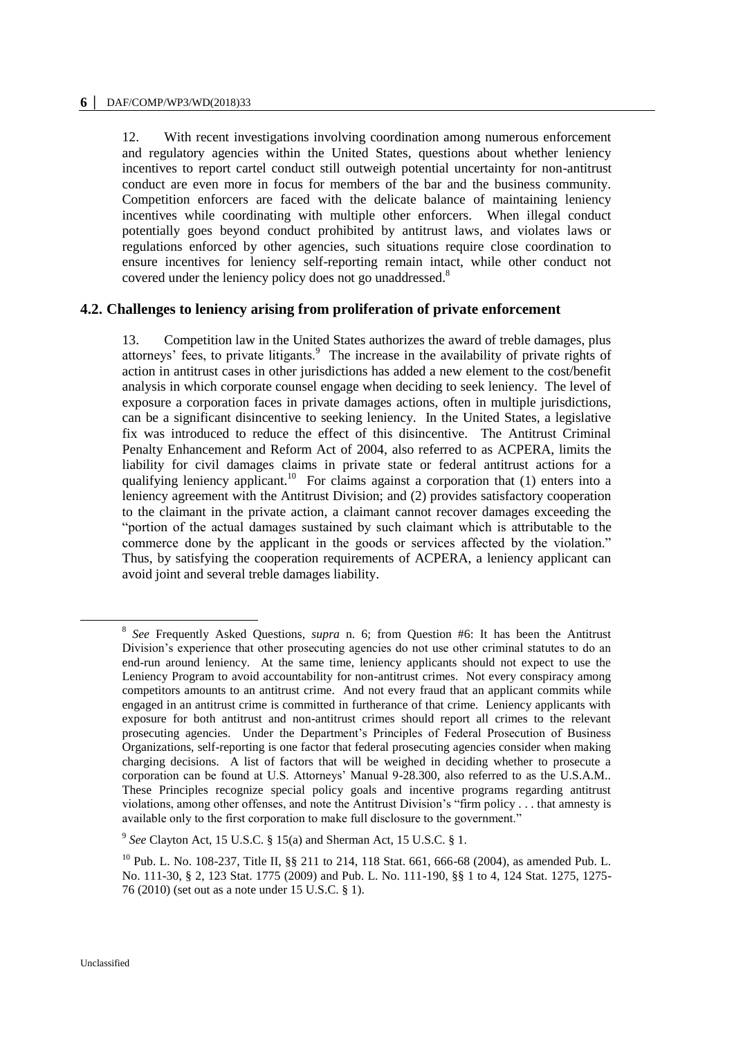12. With recent investigations involving coordination among numerous enforcement and regulatory agencies within the United States, questions about whether leniency incentives to report cartel conduct still outweigh potential uncertainty for non-antitrust conduct are even more in focus for members of the bar and the business community. Competition enforcers are faced with the delicate balance of maintaining leniency incentives while coordinating with multiple other enforcers. When illegal conduct potentially goes beyond conduct prohibited by antitrust laws, and violates laws or regulations enforced by other agencies, such situations require close coordination to ensure incentives for leniency self-reporting remain intact, while other conduct not covered under the leniency policy does not go unaddressed.[8]

## 4.2. Challenges to leniency arising from proliferation of private enforcement

13. Competition law in the United States authorizes the award of treble damages, plus attorneys' fees, to private litigants.[9] The increase in the availability of private rights of action in antitrust cases in other jurisdictions has added a new element to the cost/benefit analysis in which corporate counsel engage when deciding to seek leniency. The level of exposure a corporation faces in private damages actions, often in multiple jurisdictions, can be a significant disincentive to seeking leniency. In the United States, a legislative fix was introduced to reduce the effect of this disincentive. The Antitrust Criminal Penalty Enhancement and Reform Act of 2004, also referred to as ACPERA, limits the liability for civil damages claims in private state or federal antitrust actions for a qualifying leniency applicant.[10] For claims against a corporation that (1) enters into a leniency agreement with the Antitrust Division; and (2) provides satisfactory cooperation to the claimant in the private action, a claimant cannot recover damages exceeding the "portion of the actual damages sustained by such claimant which is attributable to the commerce done by the applicant in the goods or services affected by the violation." Thus, by satisfying the cooperation requirements of ACPERA, a leniency applicant can avoid joint and several treble damages liability.

---

[8] *See* Frequently Asked Questions, *supra* n. 6; from Question #6: It has been the Antitrust Division's experience that other prosecuting agencies do not use other criminal statutes to do an end-run around leniency. At the same time, leniency applicants should not expect to use the Leniency Program to avoid accountability for non-antitrust crimes. Not every conspiracy among competitors amounts to an antitrust crime. And not every fraud that an applicant commits while engaged in an antitrust crime is committed in furtherance of that crime. Leniency applicants with exposure for both antitrust and non-antitrust crimes should report all crimes to the relevant prosecuting agencies. Under the Department's Principles of Federal Prosecution of Business Organizations, self-reporting is one factor that federal prosecuting agencies consider when making charging decisions. A list of factors that will be weighed in deciding whether to prosecute a corporation can be found at U.S. Attorneys' Manual 9-28.300, also referred to as the U.S.A.M.. These Principles recognize special policy goals and incentive programs regarding antitrust violations, among other offenses, and note the Antitrust Division's "firm policy . . . that amnesty is available only to the first corporation to make full disclosure to the government."

[9] *See* Clayton Act, 15 U.S.C. § 15(a) and Sherman Act, 15 U.S.C. § 1.

[10] Pub. L. No. 108-237, Title II, §§ 211 to 214, 118 Stat. 661, 666-68 (2004), as amended Pub. L. No. 111-30, § 2, 123 Stat. 1775 (2009) and Pub. L. No. 111-190, §§ 1 to 4, 124 Stat. 1275, 1275-76 (2010) (set out as a note under 15 U.S.C. § 1).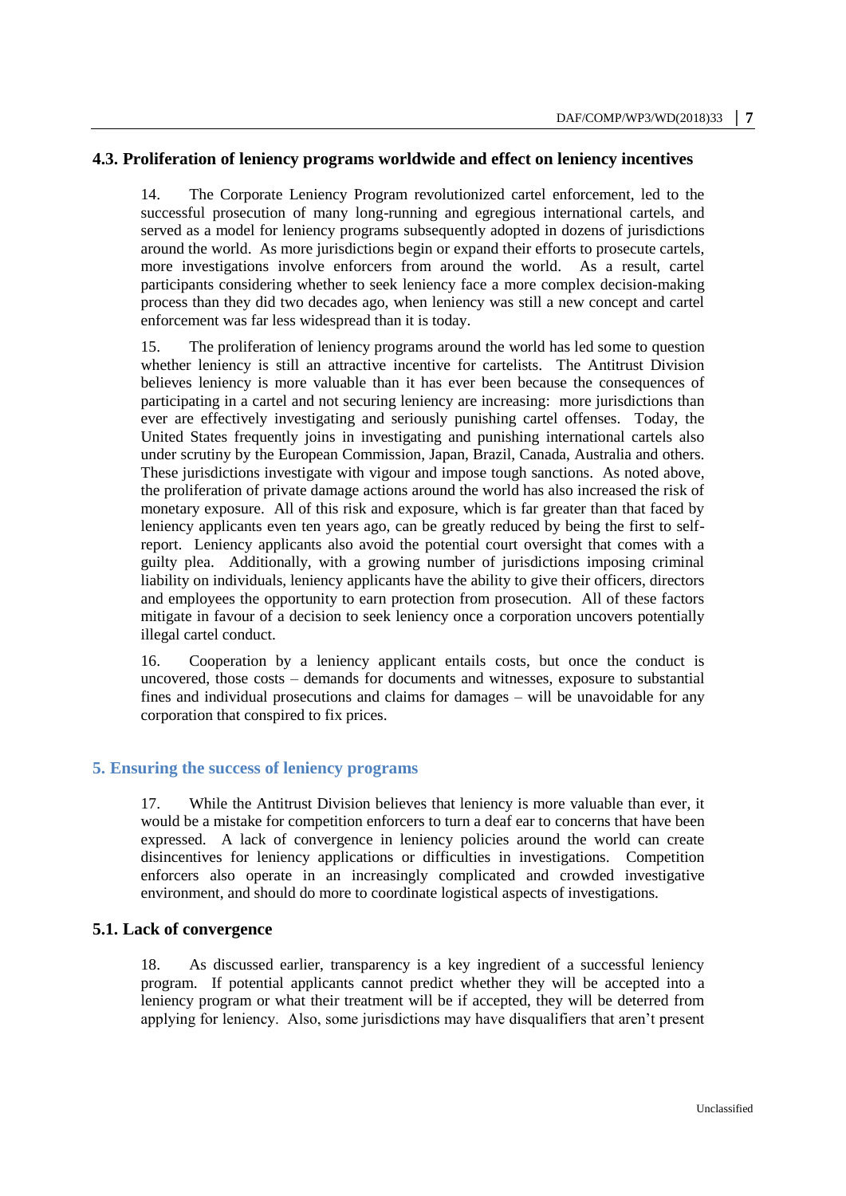### 4.3. Proliferation of leniency programs worldwide and effect on leniency incentives

14. The Corporate Leniency Program revolutionized cartel enforcement, led to the successful prosecution of many long-running and egregious international cartels, and served as a model for leniency programs subsequently adopted in dozens of jurisdictions around the world. As more jurisdictions begin or expand their efforts to prosecute cartels, more investigations involve enforcers from around the world. As a result, cartel participants considering whether to seek leniency face a more complex decision-making process than they did two decades ago, when leniency was still a new concept and cartel enforcement was far less widespread than it is today.

15. The proliferation of leniency programs around the world has led some to question whether leniency is still an attractive incentive for cartelists. The Antitrust Division believes leniency is more valuable than it has ever been because the consequences of participating in a cartel and not securing leniency are increasing: more jurisdictions than ever are effectively investigating and seriously punishing cartel offenses. Today, the United States frequently joins in investigating and punishing international cartels also under scrutiny by the European Commission, Japan, Brazil, Canada, Australia and others. These jurisdictions investigate with vigour and impose tough sanctions. As noted above, the proliferation of private damage actions around the world has also increased the risk of monetary exposure. All of this risk and exposure, which is far greater than that faced by leniency applicants even ten years ago, can be greatly reduced by being the first to self-report. Leniency applicants also avoid the potential court oversight that comes with a guilty plea. Additionally, with a growing number of jurisdictions imposing criminal liability on individuals, leniency applicants have the ability to give their officers, directors and employees the opportunity to earn protection from prosecution. All of these factors mitigate in favour of a decision to seek leniency once a corporation uncovers potentially illegal cartel conduct.

16. Cooperation by a leniency applicant entails costs, but once the conduct is uncovered, those costs – demands for documents and witnesses, exposure to substantial fines and individual prosecutions and claims for damages – will be unavoidable for any corporation that conspired to fix prices.

## 5. Ensuring the success of leniency programs

17. While the Antitrust Division believes that leniency is more valuable than ever, it would be a mistake for competition enforcers to turn a deaf ear to concerns that have been expressed. A lack of convergence in leniency policies around the world can create disincentives for leniency applications or difficulties in investigations. Competition enforcers also operate in an increasingly complicated and crowded investigative environment, and should do more to coordinate logistical aspects of investigations.

### 5.1. Lack of convergence

18. As discussed earlier, transparency is a key ingredient of a successful leniency program. If potential applicants cannot predict whether they will be accepted into a leniency program or what their treatment will be if accepted, they will be deterred from applying for leniency. Also, some jurisdictions may have disqualifiers that aren't present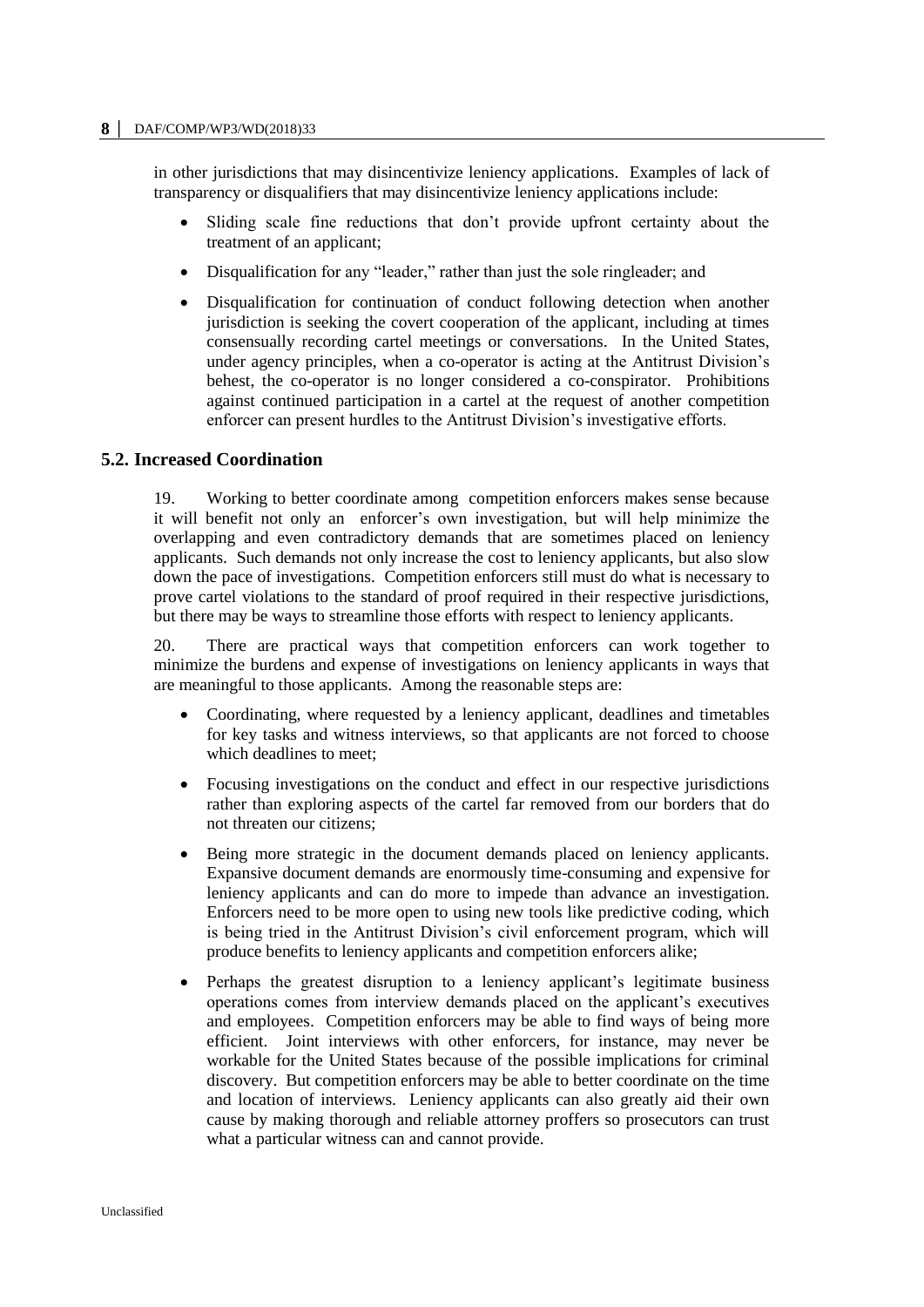in other jurisdictions that may disincentivize leniency applications. Examples of lack of transparency or disqualifiers that may disincentivize leniency applications include:

- Sliding scale fine reductions that don't provide upfront certainty about the treatment of an applicant;
- Disqualification for any "leader," rather than just the sole ringleader; and
- Disqualification for continuation of conduct following detection when another jurisdiction is seeking the covert cooperation of the applicant, including at times consensually recording cartel meetings or conversations. In the United States, under agency principles, when a co-operator is acting at the Antitrust Division's behest, the co-operator is no longer considered a co-conspirator. Prohibitions against continued participation in a cartel at the request of another competition enforcer can present hurdles to the Antitrust Division's investigative efforts.

## 5.2. Increased Coordination

19. Working to better coordinate among competition enforcers makes sense because it will benefit not only an enforcer's own investigation, but will help minimize the overlapping and even contradictory demands that are sometimes placed on leniency applicants. Such demands not only increase the cost to leniency applicants, but also slow down the pace of investigations. Competition enforcers still must do what is necessary to prove cartel violations to the standard of proof required in their respective jurisdictions, but there may be ways to streamline those efforts with respect to leniency applicants.

20. There are practical ways that competition enforcers can work together to minimize the burdens and expense of investigations on leniency applicants in ways that are meaningful to those applicants. Among the reasonable steps are:

- Coordinating, where requested by a leniency applicant, deadlines and timetables for key tasks and witness interviews, so that applicants are not forced to choose which deadlines to meet;
- Focusing investigations on the conduct and effect in our respective jurisdictions rather than exploring aspects of the cartel far removed from our borders that do not threaten our citizens;
- Being more strategic in the document demands placed on leniency applicants. Expansive document demands are enormously time-consuming and expensive for leniency applicants and can do more to impede than advance an investigation. Enforcers need to be more open to using new tools like predictive coding, which is being tried in the Antitrust Division's civil enforcement program, which will produce benefits to leniency applicants and competition enforcers alike;
- Perhaps the greatest disruption to a leniency applicant's legitimate business operations comes from interview demands placed on the applicant's executives and employees. Competition enforcers may be able to find ways of being more efficient. Joint interviews with other enforcers, for instance, may never be workable for the United States because of the possible implications for criminal discovery. But competition enforcers may be able to better coordinate on the time and location of interviews. Leniency applicants can also greatly aid their own cause by making thorough and reliable attorney proffers so prosecutors can trust what a particular witness can and cannot provide.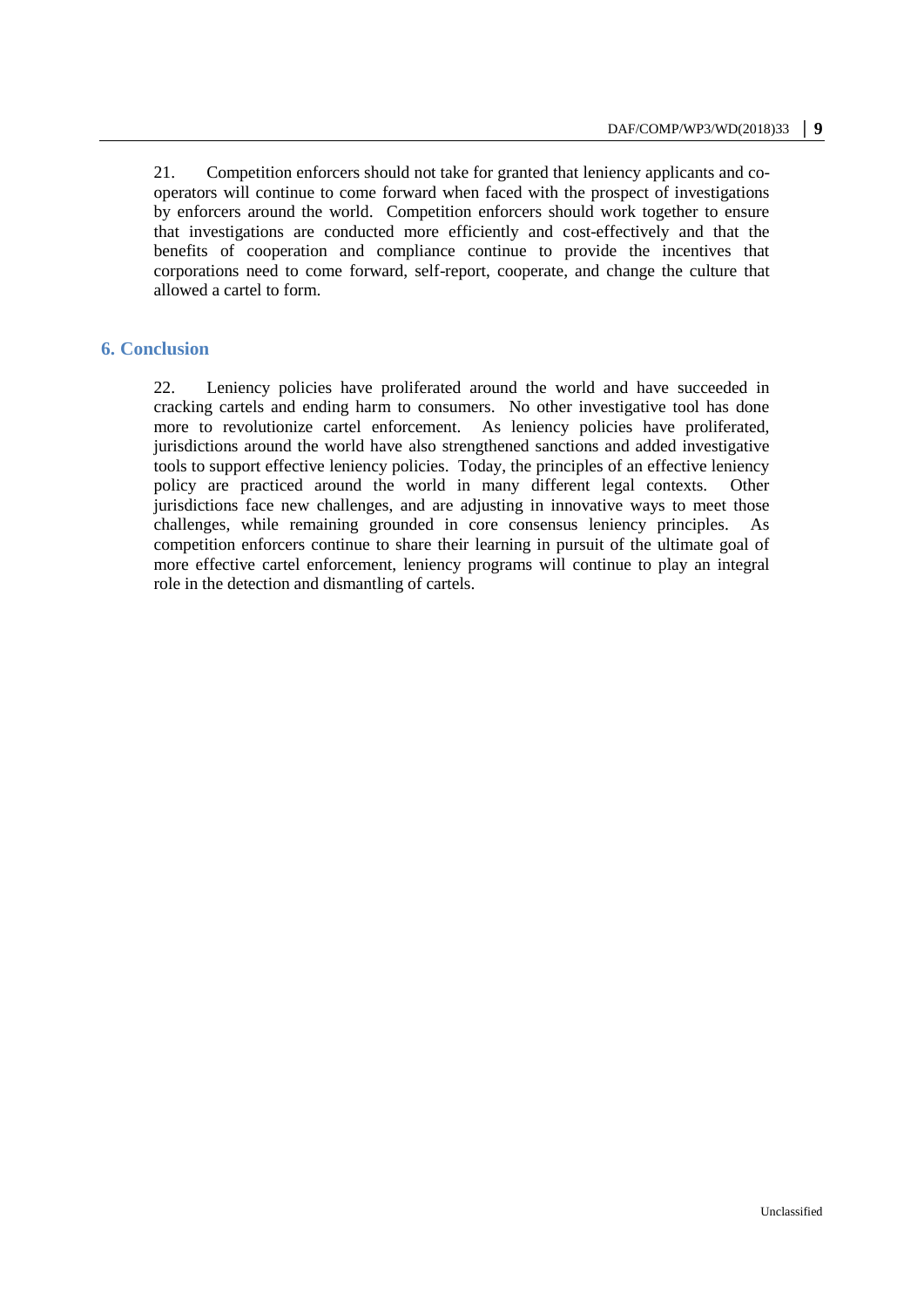21. Competition enforcers should not take for granted that leniency applicants and co-operators will continue to come forward when faced with the prospect of investigations by enforcers around the world. Competition enforcers should work together to ensure that investigations are conducted more efficiently and cost-effectively and that the benefits of cooperation and compliance continue to provide the incentives that corporations need to come forward, self-report, cooperate, and change the culture that allowed a cartel to form.

## 6. Conclusion

22. Leniency policies have proliferated around the world and have succeeded in cracking cartels and ending harm to consumers. No other investigative tool has done more to revolutionize cartel enforcement. As leniency policies have proliferated, jurisdictions around the world have also strengthened sanctions and added investigative tools to support effective leniency policies. Today, the principles of an effective leniency policy are practiced around the world in many different legal contexts. Other jurisdictions face new challenges, and are adjusting in innovative ways to meet those challenges, while remaining grounded in core consensus leniency principles. As competition enforcers continue to share their learning in pursuit of the ultimate goal of more effective cartel enforcement, leniency programs will continue to play an integral role in the detection and dismantling of cartels.